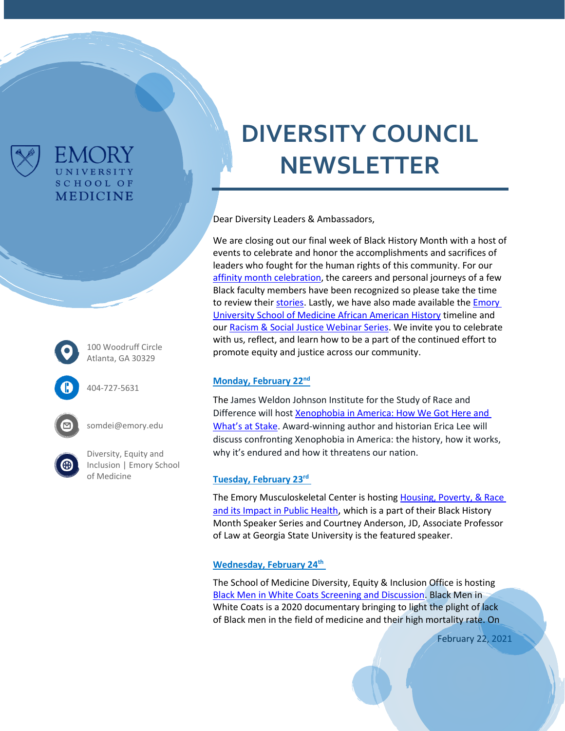EMORY UNIVERSITY SCHOOL OF MEDICINE

# DIVERSITY COUNCIL NEWSLETTER

100 Woodruff Circle
Atlanta, GA 30329

404-727-5631

somdei@emory.edu

Diversity, Equity and Inclusion | Emory School of Medicine

Dear Diversity Leaders & Ambassadors,

We are closing out our final week of Black History Month with a host of events to celebrate and honor the accomplishments and sacrifices of leaders who fought for the human rights of this community. For our affinity month celebration, the careers and personal journeys of a few Black faculty members have been recognized so please take the time to review their stories. Lastly, we have also made available the Emory University School of Medicine African American History timeline and our Racism & Social Justice Webinar Series. We invite you to celebrate with us, reflect, and learn how to be a part of the continued effort to promote equity and justice across our community.

### Monday, February 22nd

The James Weldon Johnson Institute for the Study of Race and Difference will host Xenophobia in America: How We Got Here and What's at Stake. Award-winning author and historian Erica Lee will discuss confronting Xenophobia in America: the history, how it works, why it's endured and how it threatens our nation.

### Tuesday, February 23rd

The Emory Musculoskeletal Center is hosting Housing, Poverty, & Race and its Impact in Public Health, which is a part of their Black History Month Speaker Series and Courtney Anderson, JD, Associate Professor of Law at Georgia State University is the featured speaker.

### Wednesday, February 24th

The School of Medicine Diversity, Equity & Inclusion Office is hosting Black Men in White Coats Screening and Discussion. Black Men in White Coats is a 2020 documentary bringing to light the plight of lack of Black men in the field of medicine and their high mortality rate. On

February 22, 2021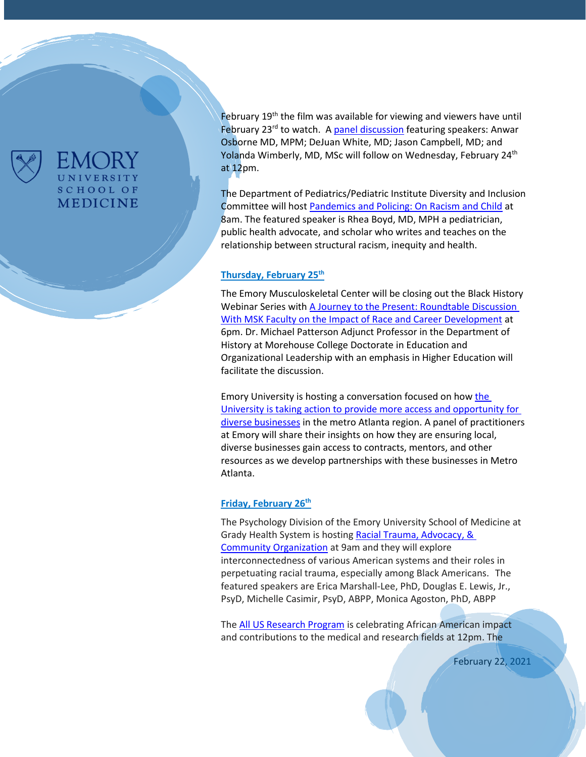February 19th the film was available for viewing and viewers have until February 23rd to watch. A panel discussion featuring speakers: Anwar Osborne MD, MPM; DeJuan White, MD; Jason Campbell, MD; and Yolanda Wimberly, MD, MSc will follow on Wednesday, February 24th at 12pm.

The Department of Pediatrics/Pediatric Institute Diversity and Inclusion Committee will host Pandemics and Policing: On Racism and Child at 8am. The featured speaker is Rhea Boyd, MD, MPH a pediatrician, public health advocate, and scholar who writes and teaches on the relationship between structural racism, inequity and health.

### Thursday, February 25th

The Emory Musculoskeletal Center will be closing out the Black History Webinar Series with A Journey to the Present: Roundtable Discussion With MSK Faculty on the Impact of Race and Career Development at 6pm. Dr. Michael Patterson Adjunct Professor in the Department of History at Morehouse College Doctorate in Education and Organizational Leadership with an emphasis in Higher Education will facilitate the discussion.

Emory University is hosting a conversation focused on how the University is taking action to provide more access and opportunity for diverse businesses in the metro Atlanta region. A panel of practitioners at Emory will share their insights on how they are ensuring local, diverse businesses gain access to contracts, mentors, and other resources as we develop partnerships with these businesses in Metro Atlanta.

### Friday, February 26th

The Psychology Division of the Emory University School of Medicine at Grady Health System is hosting Racial Trauma, Advocacy, & Community Organization at 9am and they will explore interconnectedness of various American systems and their roles in perpetuating racial trauma, especially among Black Americans. The featured speakers are Erica Marshall-Lee, PhD, Douglas E. Lewis, Jr., PsyD, Michelle Casimir, PsyD, ABPP, Monica Agoston, PhD, ABPP

The All US Research Program is celebrating African American impact and contributions to the medical and research fields at 12pm. The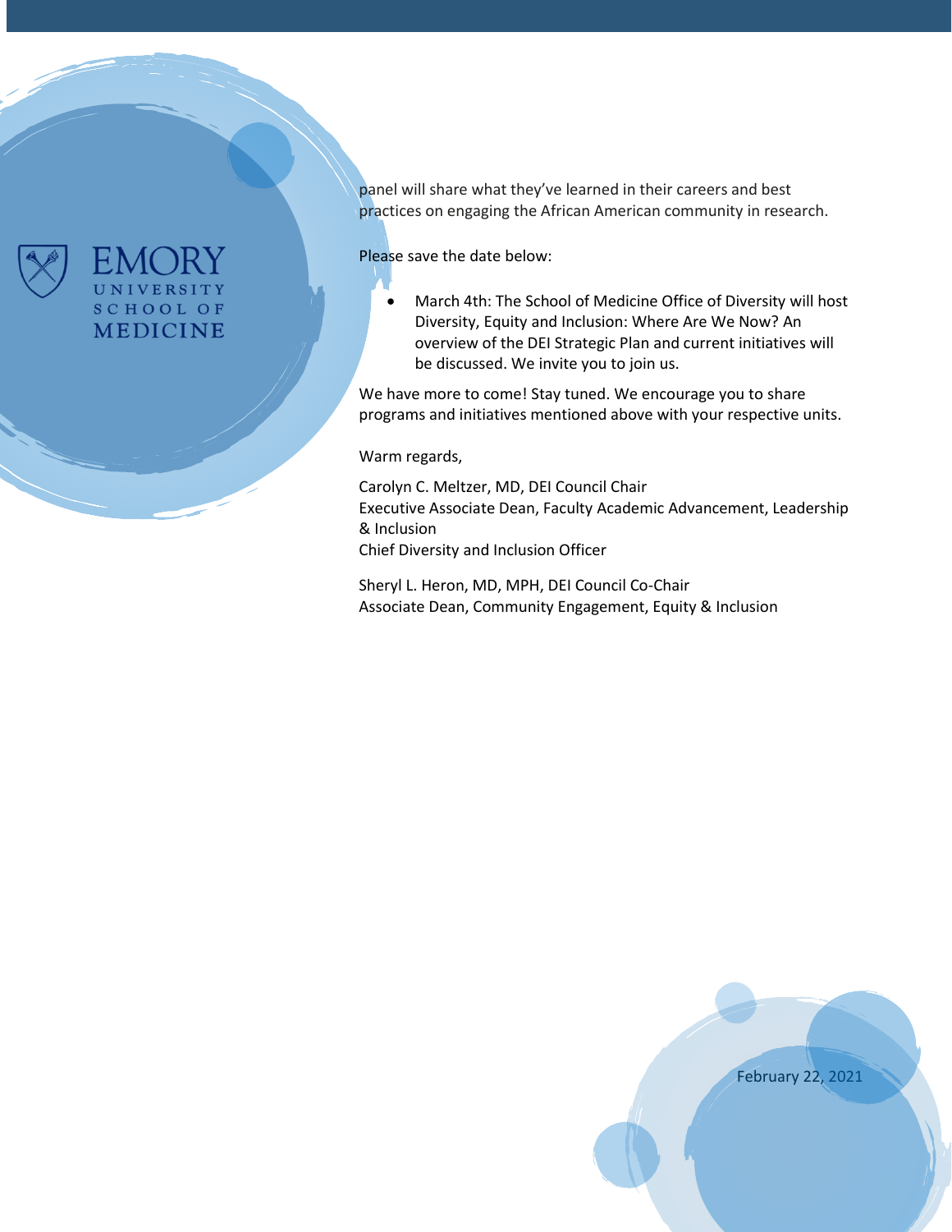panel will share what they've learned in their careers and best practices on engaging the African American community in research.

Please save the date below:

- March 4th: The School of Medicine Office of Diversity will host Diversity, Equity and Inclusion: Where Are We Now? An overview of the DEI Strategic Plan and current initiatives will be discussed. We invite you to join us.

We have more to come! Stay tuned. We encourage you to share programs and initiatives mentioned above with your respective units.

Warm regards,

Carolyn C. Meltzer, MD, DEI Council Chair
Executive Associate Dean, Faculty Academic Advancement, Leadership & Inclusion
Chief Diversity and Inclusion Officer

Sheryl L. Heron, MD, MPH, DEI Council Co-Chair
Associate Dean, Community Engagement, Equity & Inclusion

February 22, 2021